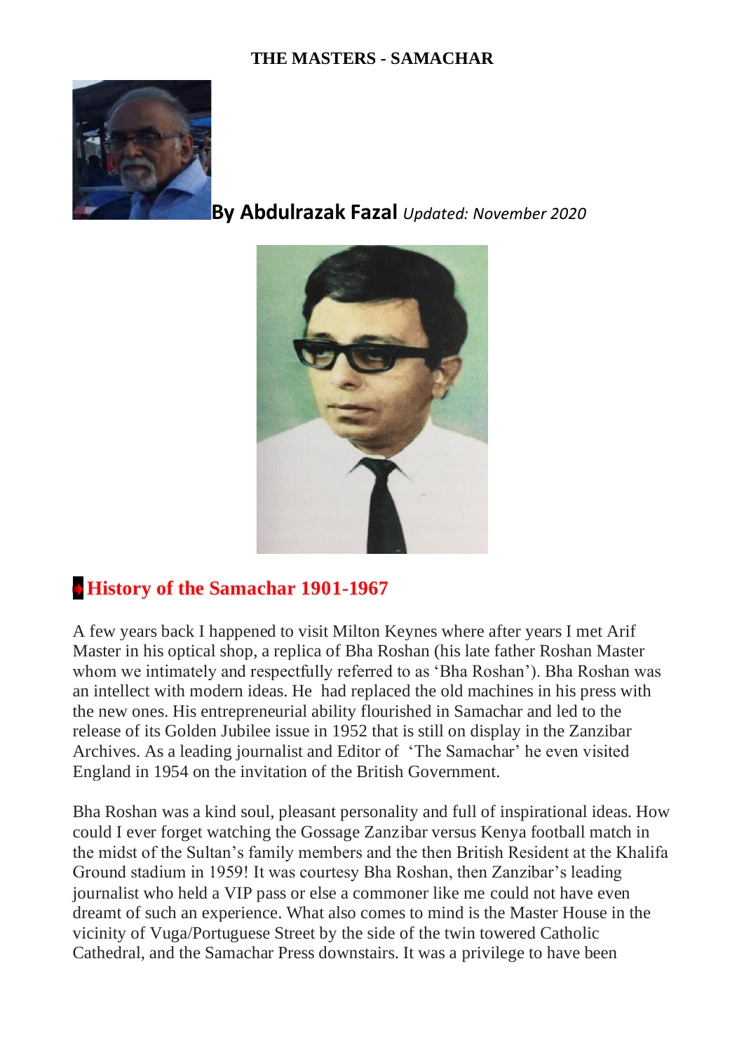# THE MASTERS - SAMACHAR

**By Abdulrazak Fazal** *Updated: November 2020*

## History of the Samachar 1901-1967

A few years back I happened to visit Milton Keynes where after years I met Arif Master in his optical shop, a replica of Bha Roshan (his late father Roshan Master whom we intimately and respectfully referred to as 'Bha Roshan'). Bha Roshan was an intellect with modern ideas. He had replaced the old machines in his press with the new ones. His entrepreneurial ability flourished in Samachar and led to the release of its Golden Jubilee issue in 1952 that is still on display in the Zanzibar Archives. As a leading journalist and Editor of 'The Samachar' he even visited England in 1954 on the invitation of the British Government.

Bha Roshan was a kind soul, pleasant personality and full of inspirational ideas. How could I ever forget watching the Gossage Zanzibar versus Kenya football match in the midst of the Sultan's family members and the then British Resident at the Khalifa Ground stadium in 1959! It was courtesy Bha Roshan, then Zanzibar's leading journalist who held a VIP pass or else a commoner like me could not have even dreamt of such an experience. What also comes to mind is the Master House in the vicinity of Vuga/Portuguese Street by the side of the twin towered Catholic Cathedral, and the Samachar Press downstairs. It was a privilege to have been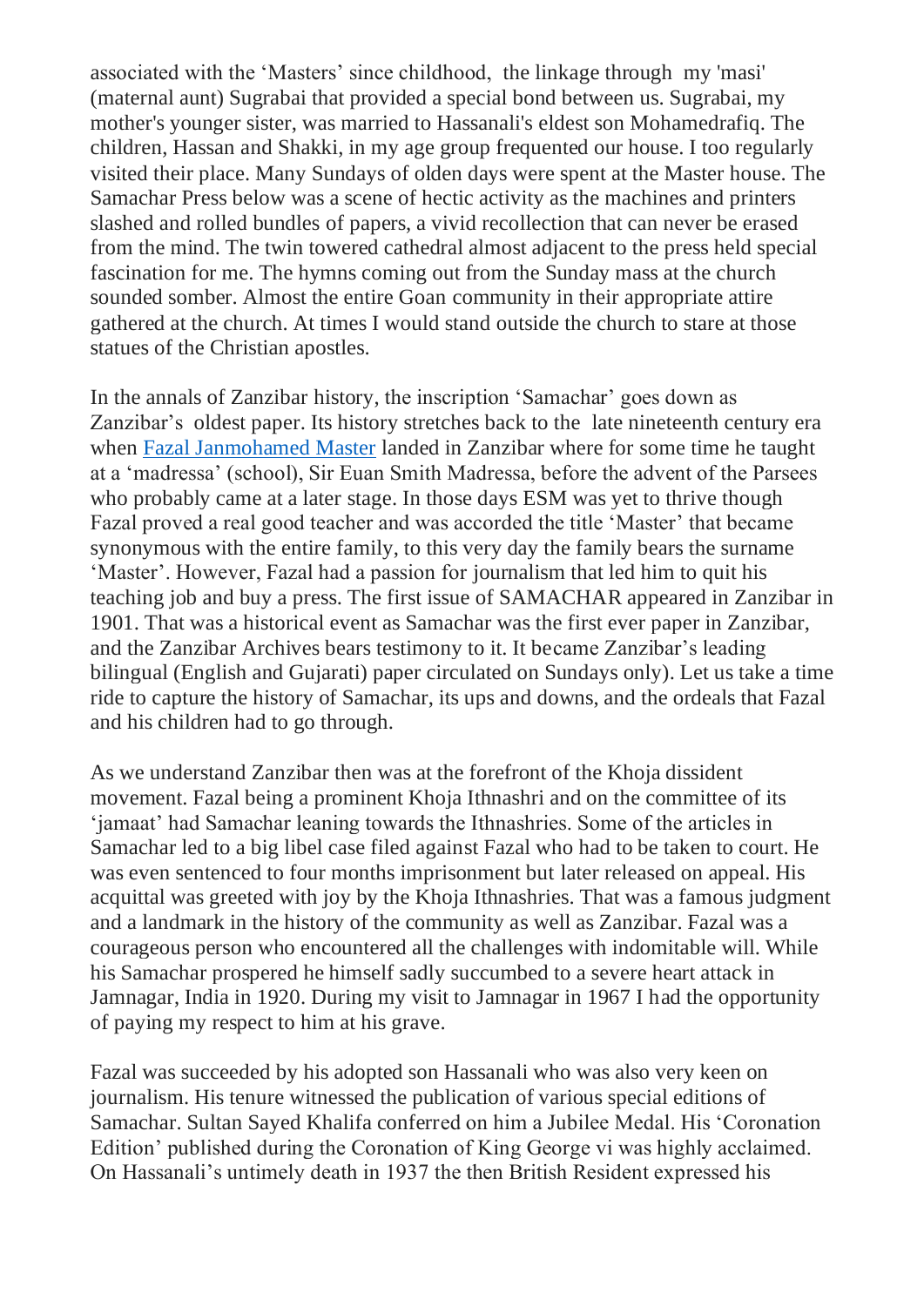associated with the 'Masters' since childhood, the linkage through my 'masi' (maternal aunt) Sugrabai that provided a special bond between us. Sugrabai, my mother's younger sister, was married to Hassanali's eldest son Mohamedrafiq. The children, Hassan and Shakki, in my age group frequented our house. I too regularly visited their place. Many Sundays of olden days were spent at the Master house. The Samachar Press below was a scene of hectic activity as the machines and printers slashed and rolled bundles of papers, a vivid recollection that can never be erased from the mind. The twin towered cathedral almost adjacent to the press held special fascination for me. The hymns coming out from the Sunday mass at the church sounded somber. Almost the entire Goan community in their appropriate attire gathered at the church. At times I would stand outside the church to stare at those statues of the Christian apostles.

In the annals of Zanzibar history, the inscription 'Samachar' goes down as Zanzibar's oldest paper. Its history stretches back to the late nineteenth century era when [Fazal Janmohamed Master] landed in Zanzibar where for some time he taught at a 'madressa' (school), Sir Euan Smith Madressa, before the advent of the Parsees who probably came at a later stage. In those days ESM was yet to thrive though Fazal proved a real good teacher and was accorded the title 'Master' that became synonymous with the entire family, to this very day the family bears the surname 'Master'. However, Fazal had a passion for journalism that led him to quit his teaching job and buy a press. The first issue of SAMACHAR appeared in Zanzibar in 1901. That was a historical event as Samachar was the first ever paper in Zanzibar, and the Zanzibar Archives bears testimony to it. It became Zanzibar's leading bilingual (English and Gujarati) paper circulated on Sundays only). Let us take a time ride to capture the history of Samachar, its ups and downs, and the ordeals that Fazal and his children had to go through.

As we understand Zanzibar then was at the forefront of the Khoja dissident movement. Fazal being a prominent Khoja Ithnashri and on the committee of its 'jamaat' had Samachar leaning towards the Ithnashries. Some of the articles in Samachar led to a big libel case filed against Fazal who had to be taken to court. He was even sentenced to four months imprisonment but later released on appeal. His acquittal was greeted with joy by the Khoja Ithnashries. That was a famous judgment and a landmark in the history of the community as well as Zanzibar. Fazal was a courageous person who encountered all the challenges with indomitable will. While his Samachar prospered he himself sadly succumbed to a severe heart attack in Jamnagar, India in 1920. During my visit to Jamnagar in 1967 I had the opportunity of paying my respect to him at his grave.

Fazal was succeeded by his adopted son Hassanali who was also very keen on journalism. His tenure witnessed the publication of various special editions of Samachar. Sultan Sayed Khalifa conferred on him a Jubilee Medal. His 'Coronation Edition' published during the Coronation of King George vi was highly acclaimed. On Hassanali's untimely death in 1937 the then British Resident expressed his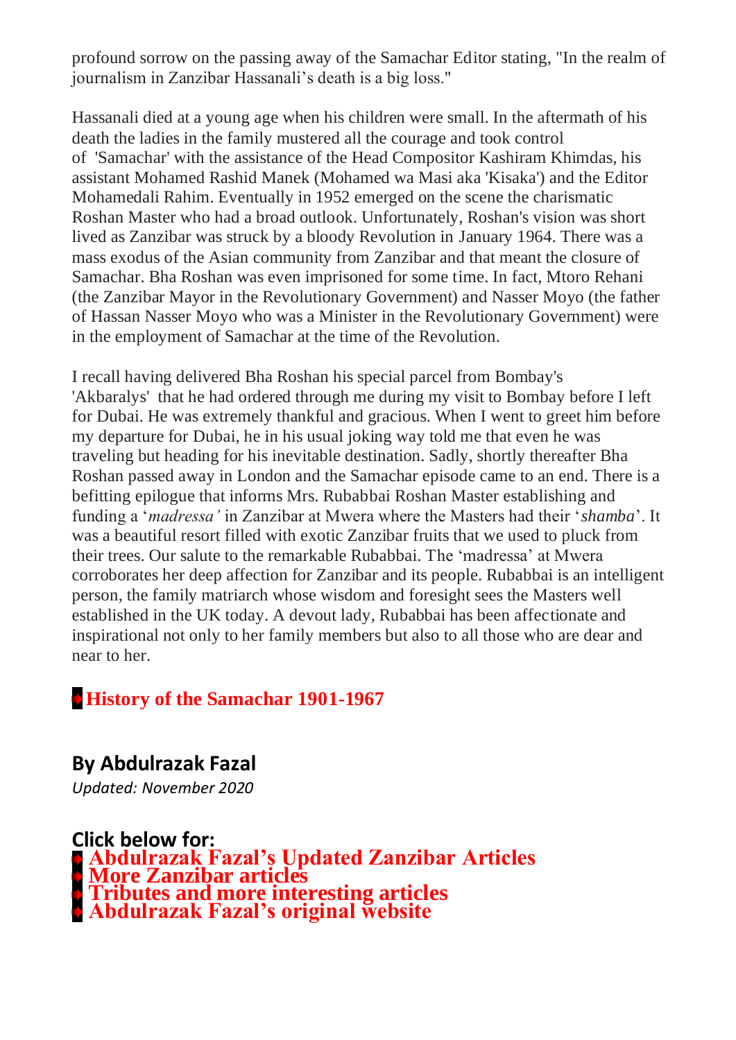profound sorrow on the passing away of the Samachar Editor stating, "In the realm of journalism in Zanzibar Hassanali's death is a big loss."

Hassanali died at a young age when his children were small. In the aftermath of his death the ladies in the family mustered all the courage and took control of 'Samachar' with the assistance of the Head Compositor Kashiram Khimdas, his assistant Mohamed Rashid Manek (Mohamed wa Masi aka 'Kisaka') and the Editor Mohamedali Rahim. Eventually in 1952 emerged on the scene the charismatic Roshan Master who had a broad outlook. Unfortunately, Roshan's vision was short lived as Zanzibar was struck by a bloody Revolution in January 1964. There was a mass exodus of the Asian community from Zanzibar and that meant the closure of Samachar. Bha Roshan was even imprisoned for some time. In fact, Mtoro Rehani (the Zanzibar Mayor in the Revolutionary Government) and Nasser Moyo (the father of Hassan Nasser Moyo who was a Minister in the Revolutionary Government) were in the employment of Samachar at the time of the Revolution.

I recall having delivered Bha Roshan his special parcel from Bombay's 'Akbaralys' that he had ordered through me during my visit to Bombay before I left for Dubai. He was extremely thankful and gracious. When I went to greet him before my departure for Dubai, he in his usual joking way told me that even he was traveling but heading for his inevitable destination. Sadly, shortly thereafter Bha Roshan passed away in London and the Samachar episode came to an end. There is a befitting epilogue that informs Mrs. Rubabbai Roshan Master establishing and funding a '*madressa'* in Zanzibar at Mwera where the Masters had their '*shamba*'. It was a beautiful resort filled with exotic Zanzibar fruits that we used to pluck from their trees. Our salute to the remarkable Rubabbai. The 'madressa' at Mwera corroborates her deep affection for Zanzibar and its people. Rubabbai is an intelligent person, the family matriarch whose wisdom and foresight sees the Masters well established in the UK today. A devout lady, Rubabbai has been affectionate and inspirational not only to her family members but also to all those who are dear and near to her.

**History of the Samachar 1901-1967**

## By Abdulrazak Fazal

*Updated: November 2020*

**Click below for:**

- **Abdulrazak Fazal's Updated Zanzibar Articles**
- **More Zanzibar articles**
- **Tributes and more interesting articles**
- **Abdulrazak Fazal's original website**